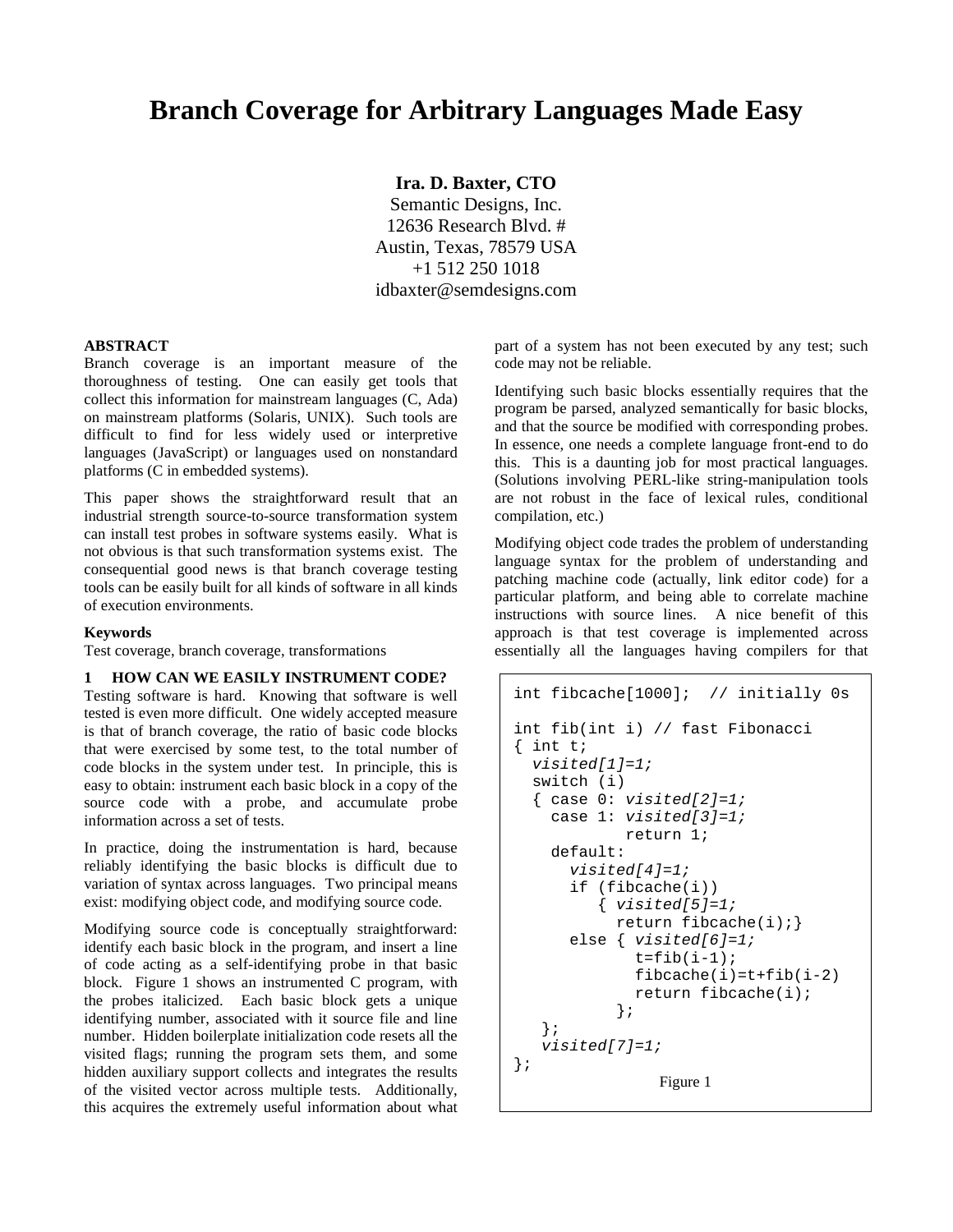# Branch Coverage for Arbitrary Languages Made Easy

**Ira. D. Baxter, CTO**
Semantic Designs, Inc.
12636 Research Blvd. #
Austin, Texas, 78579 USA
+1 512 250 1018
idbaxter@semdesigns.com

**ABSTRACT**

Branch coverage is an important measure of the thoroughness of testing. One can easily get tools that collect this information for mainstream languages (C, Ada) on mainstream platforms (Solaris, UNIX). Such tools are difficult to find for less widely used or interpretive languages (JavaScript) or languages used on nonstandard platforms (C in embedded systems).

This paper shows the straightforward result that an industrial strength source-to-source transformation system can install test probes in software systems easily. What is not obvious is that such transformation systems exist. The consequential good news is that branch coverage testing tools can be easily built for all kinds of software in all kinds of execution environments.

**Keywords**

Test coverage, branch coverage, transformations

## 1 HOW CAN WE EASILY INSTRUMENT CODE?

Testing software is hard. Knowing that software is well tested is even more difficult. One widely accepted measure is that of branch coverage, the ratio of basic code blocks that were exercised by some test, to the total number of code blocks in the system under test. In principle, this is easy to obtain: instrument each basic block in a copy of the source code with a probe, and accumulate probe information across a set of tests.

In practice, doing the instrumentation is hard, because reliably identifying the basic blocks is difficult due to variation of syntax across languages. Two principal means exist: modifying object code, and modifying source code.

Modifying source code is conceptually straightforward: identify each basic block in the program, and insert a line of code acting as a self-identifying probe in that basic block. Figure 1 shows an instrumented C program, with the probes italicized. Each basic block gets a unique identifying number, associated with it source file and line number. Hidden boilerplate initialization code resets all the visited flags; running the program sets them, and some hidden auxiliary support collects and integrates the results of the visited vector across multiple tests. Additionally, this acquires the extremely useful information about what part of a system has not been executed by any test; such code may not be reliable.

Identifying such basic blocks essentially requires that the program be parsed, analyzed semantically for basic blocks, and that the source be modified with corresponding probes. In essence, one needs a complete language front-end to do this. This is a daunting job for most practical languages. (Solutions involving PERL-like string-manipulation tools are not robust in the face of lexical rules, conditional compilation, etc.)

Modifying object code trades the problem of understanding language syntax for the problem of understanding and patching machine code (actually, link editor code) for a particular platform, and being able to correlate machine instructions with source lines. A nice benefit of this approach is that test coverage is implemented across essentially all the languages having compilers for that

```
int fibcache[1000];  // initially 0s

int fib(int i) // fast Fibonacci
{ int t;
  visited[1]=1;
  switch (i)
  { case 0: visited[2]=1;
    case 1: visited[3]=1;
            return 1;
    default:
      visited[4]=1;
      if (fibcache(i))
         { visited[5]=1;
           return fibcache(i);}
      else { visited[6]=1;
             t=fib(i-1);
             fibcache(i)=t+fib(i-2)
             return fibcache(i);
           };
   };
   visited[7]=1;
};
```

Figure 1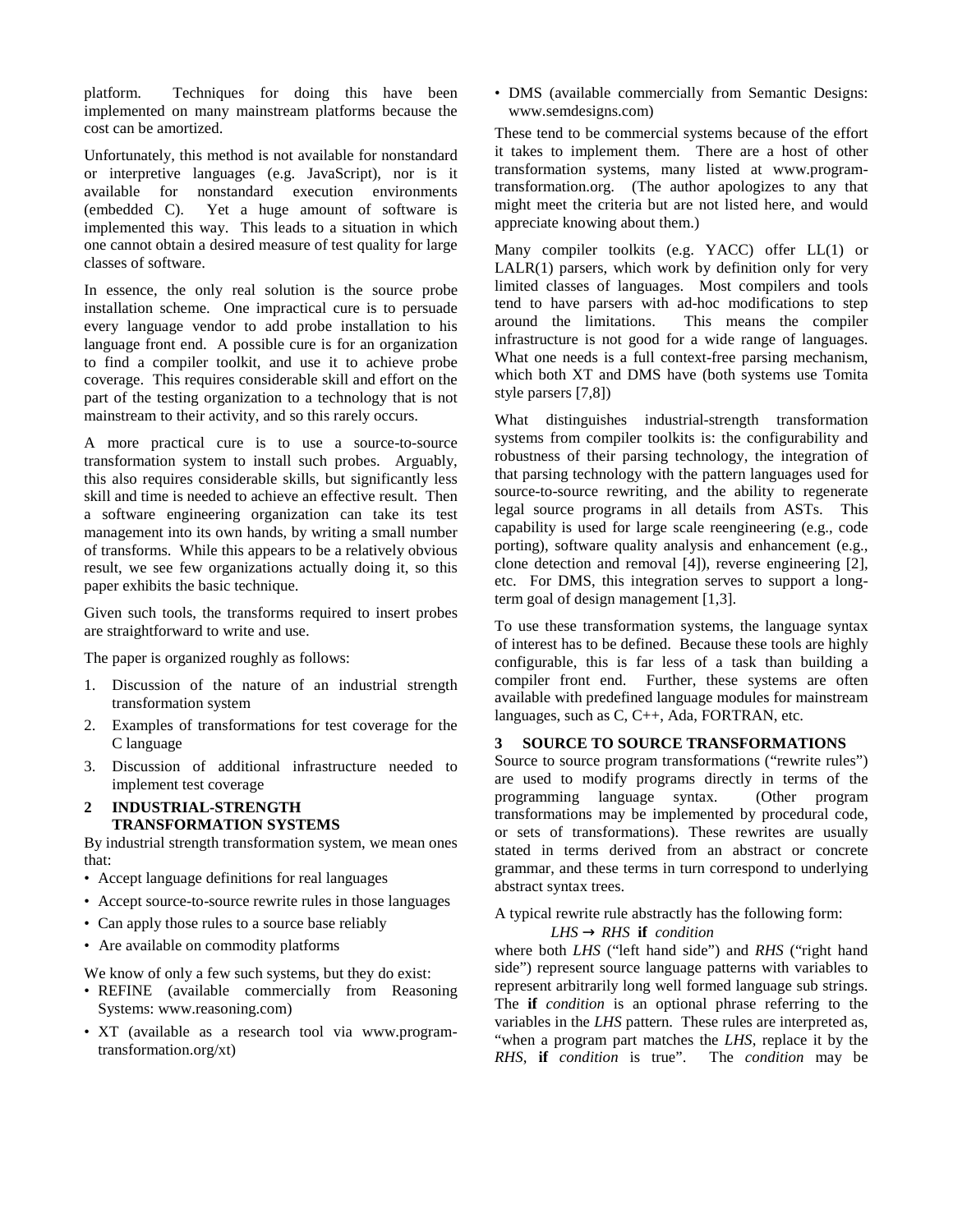platform. Techniques for doing this have been implemented on many mainstream platforms because the cost can be amortized.

Unfortunately, this method is not available for nonstandard or interpretive languages (e.g. JavaScript), nor is it available for nonstandard execution environments (embedded C). Yet a huge amount of software is implemented this way. This leads to a situation in which one cannot obtain a desired measure of test quality for large classes of software.

In essence, the only real solution is the source probe installation scheme. One impractical cure is to persuade every language vendor to add probe installation to his language front end. A possible cure is for an organization to find a compiler toolkit, and use it to achieve probe coverage. This requires considerable skill and effort on the part of the testing organization to a technology that is not mainstream to their activity, and so this rarely occurs.

A more practical cure is to use a source-to-source transformation system to install such probes. Arguably, this also requires considerable skills, but significantly less skill and time is needed to achieve an effective result. Then a software engineering organization can take its test management into its own hands, by writing a small number of transforms. While this appears to be a relatively obvious result, we see few organizations actually doing it, so this paper exhibits the basic technique.

Given such tools, the transforms required to insert probes are straightforward to write and use.

The paper is organized roughly as follows:

1. Discussion of the nature of an industrial strength transformation system
2. Examples of transformations for test coverage for the C language
3. Discussion of additional infrastructure needed to implement test coverage

## 2 INDUSTRIAL-STRENGTH TRANSFORMATION SYSTEMS

By industrial strength transformation system, we mean ones that:

- Accept language definitions for real languages
- Accept source-to-source rewrite rules in those languages
- Can apply those rules to a source base reliably
- Are available on commodity platforms

We know of only a few such systems, but they do exist:

- REFINE (available commercially from Reasoning Systems: www.reasoning.com)
- XT (available as a research tool via www.program-transformation.org/xt)
- DMS (available commercially from Semantic Designs: www.semdesigns.com)

These tend to be commercial systems because of the effort it takes to implement them. There are a host of other transformation systems, many listed at www.program-transformation.org. (The author apologizes to any that might meet the criteria but are not listed here, and would appreciate knowing about them.)

Many compiler toolkits (e.g. YACC) offer LL(1) or LALR(1) parsers, which work by definition only for very limited classes of languages. Most compilers and tools tend to have parsers with ad-hoc modifications to step around the limitations. This means the compiler infrastructure is not good for a wide range of languages. What one needs is a full context-free parsing mechanism, which both XT and DMS have (both systems use Tomita style parsers [7,8])

What distinguishes industrial-strength transformation systems from compiler toolkits is: the configurability and robustness of their parsing technology, the integration of that parsing technology with the pattern languages used for source-to-source rewriting, and the ability to regenerate legal source programs in all details from ASTs. This capability is used for large scale reengineering (e.g., code porting), software quality analysis and enhancement (e.g., clone detection and removal [4]), reverse engineering [2], etc. For DMS, this integration serves to support a long-term goal of design management [1,3].

To use these transformation systems, the language syntax of interest has to be defined. Because these tools are highly configurable, this is far less of a task than building a compiler front end. Further, these systems are often available with predefined language modules for mainstream languages, such as C, C++, Ada, FORTRAN, etc.

## 3 SOURCE TO SOURCE TRANSFORMATIONS

Source to source program transformations ("rewrite rules") are used to modify programs directly in terms of the programming language syntax. (Other program transformations may be implemented by procedural code, or sets of transformations). These rewrites are usually stated in terms derived from an abstract or concrete grammar, and these terms in turn correspond to underlying abstract syntax trees.

A typical rewrite rule abstractly has the following form:

$LHS \rightarrow RHS$ **if** *condition*

where both *LHS* ("left hand side") and *RHS* ("right hand side") represent source language patterns with variables to represent arbitrarily long well formed language sub strings. The **if** *condition* is an optional phrase referring to the variables in the *LHS* pattern. These rules are interpreted as, "when a program part matches the *LHS*, replace it by the *RHS*, **if** *condition* is true". The *condition* may be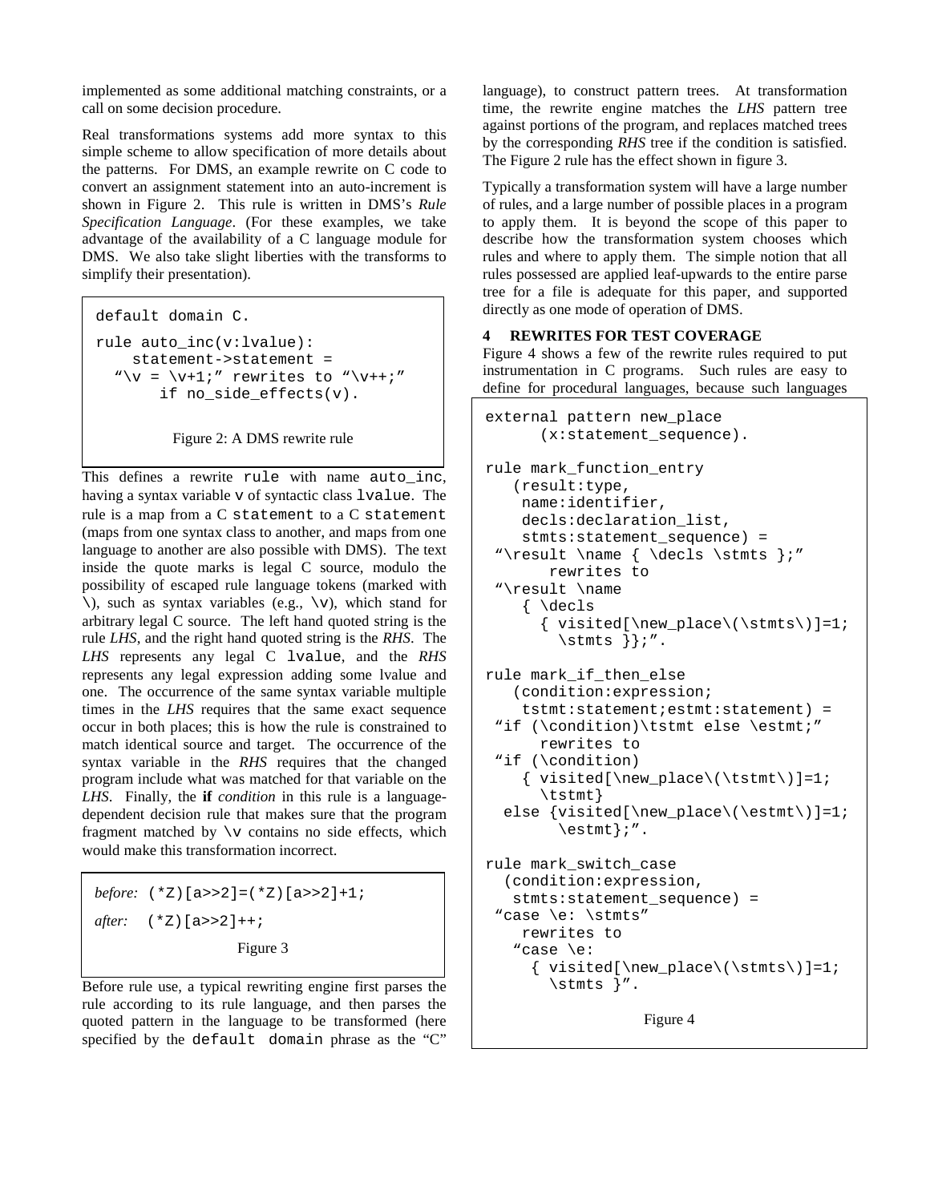implemented as some additional matching constraints, or a call on some decision procedure.

Real transformations systems add more syntax to this simple scheme to allow specification of more details about the patterns. For DMS, an example rewrite on C code to convert an assignment statement into an auto-increment is shown in Figure 2. This rule is written in DMS's *Rule Specification Language*. (For these examples, we take advantage of the availability of a C language module for DMS. We also take slight liberties with the transforms to simplify their presentation).

```
default domain C.

rule auto_inc(v:lvalue):
    statement->statement =
  "\v = \v+1;" rewrites to "\v++;"
      if no_side_effects(v).
```

Figure 2: A DMS rewrite rule

This defines a rewrite `rule` with name `auto_inc`, having a syntax variable `v` of syntactic class `lvalue`. The rule is a map from a C `statement` to a C `statement` (maps from one syntax class to another, and maps from one language to another are also possible with DMS). The text inside the quote marks is legal C source, modulo the possibility of escaped rule language tokens (marked with `\`), such as syntax variables (e.g., `\v`), which stand for arbitrary legal C source. The left hand quoted string is the rule *LHS*, and the right hand quoted string is the *RHS*. The *LHS* represents any legal C `lvalue`, and the *RHS* represents any legal expression adding some lvalue and one. The occurrence of the same syntax variable multiple times in the *LHS* requires that the same exact sequence occur in both places; this is how the rule is constrained to match identical source and target. The occurrence of the syntax variable in the *RHS* requires that the changed program include what was matched for that variable on the *LHS*. Finally, the **if** *condition* in this rule is a language-dependent decision rule that makes sure that the program fragment matched by `\v` contains no side effects, which would make this transformation incorrect.

*before:* `(*Z)[a>>2]=(*Z)[a>>2]+1;`

*after:* `(*Z)[a>>2]++;`

Figure 3

Before rule use, a typical rewriting engine first parses the rule according to its rule language, and then parses the quoted pattern in the language to be transformed (here specified by the `default domain` phrase as the "C" language), to construct pattern trees. At transformation time, the rewrite engine matches the *LHS* pattern tree against portions of the program, and replaces matched trees by the corresponding *RHS* tree if the condition is satisfied. The Figure 2 rule has the effect shown in figure 3.

Typically a transformation system will have a large number of rules, and a large number of possible places in a program to apply them. It is beyond the scope of this paper to describe how the transformation system chooses which rules and where to apply them. The simple notion that all rules possessed are applied leaf-upwards to the entire parse tree for a file is adequate for this paper, and supported directly as one mode of operation of DMS.

## 4 REWRITES FOR TEST COVERAGE

Figure 4 shows a few of the rewrite rules required to put instrumentation in C programs. Such rules are easy to define for procedural languages, because such languages

```
external pattern new_place
      (x:statement_sequence).

rule mark_function_entry
   (result:type,
    name:identifier,
    decls:declaration_list,
    stmts:statement_sequence) =
 "\result \name { \decls \stmts };"
       rewrites to
 "\result \name
    { \decls
      { visited[\new_place\(\stmts\)]=1;
        \stmts }};".

rule mark_if_then_else
   (condition:expression;
    tstmt:statement;estmt:statement) =
 "if (\condition)\tstmt else \estmt;"
      rewrites to
 "if (\condition)
    { visited[\new_place\(\tstmt\)]=1;
      \tstmt}
  else {visited[\new_place\(\estmt\)]=1;
        \estmt};".

rule mark_switch_case
  (condition:expression,
   stmts:statement_sequence) =
 "case \e: \stmts"
    rewrites to
   "case \e:
     { visited[\new_place\(\stmts\)]=1;
       \stmts }".
```

Figure 4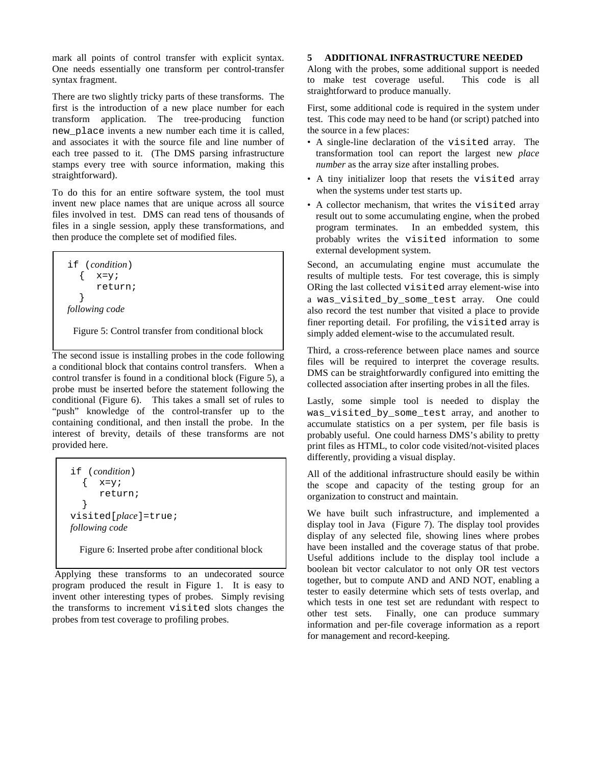mark all points of control transfer with explicit syntax. One needs essentially one transform per control-transfer syntax fragment.

There are two slightly tricky parts of these transforms. The first is the introduction of a new place number for each transform application. The tree-producing function `new_place` invents a new number each time it is called, and associates it with the source file and line number of each tree passed to it. (The DMS parsing infrastructure stamps every tree with source information, making this straightforward).

To do this for an entire software system, the tool must invent new place names that are unique across all source files involved in test. DMS can read tens of thousands of files in a single session, apply these transformations, and then produce the complete set of modified files.

```
if (condition)
  {  x=y;
     return;
  }
following code
```

Figure 5: Control transfer from conditional block

The second issue is installing probes in the code following a conditional block that contains control transfers. When a control transfer is found in a conditional block (Figure 5), a probe must be inserted before the statement following the conditional (Figure 6). This takes a small set of rules to "push" knowledge of the control-transfer up to the containing conditional, and then install the probe. In the interest of brevity, details of these transforms are not provided here.

```
if (condition)
  {  x=y;
     return;
  }
visited[place]=true;
following code
```

Figure 6: Inserted probe after conditional block

Applying these transforms to an undecorated source program produced the result in Figure 1. It is easy to invent other interesting types of probes. Simply revising the transforms to increment `visited` slots changes the probes from test coverage to profiling probes.

## 5 ADDITIONAL INFRASTRUCTURE NEEDED

Along with the probes, some additional support is needed to make test coverage useful. This code is all straightforward to produce manually.

First, some additional code is required in the system under test. This code may need to be hand (or script) patched into the source in a few places:

- A single-line declaration of the `visited` array. The transformation tool can report the largest new *place number* as the array size after installing probes.
- A tiny initializer loop that resets the `visited` array when the systems under test starts up.
- A collector mechanism, that writes the `visited` array result out to some accumulating engine, when the probed program terminates. In an embedded system, this probably writes the `visited` information to some external development system.

Second, an accumulating engine must accumulate the results of multiple tests. For test coverage, this is simply ORing the last collected `visited` array element-wise into a `was_visited_by_some_test` array. One could also record the test number that visited a place to provide finer reporting detail. For profiling, the `visited` array is simply added element-wise to the accumulated result.

Third, a cross-reference between place names and source files will be required to interpret the coverage results. DMS can be straightforwardly configured into emitting the collected association after inserting probes in all the files.

Lastly, some simple tool is needed to display the `was_visited_by_some_test` array, and another to accumulate statistics on a per system, per file basis is probably useful. One could harness DMS's ability to pretty print files as HTML, to color code visited/not-visited places differently, providing a visual display.

All of the additional infrastructure should easily be within the scope and capacity of the testing group for an organization to construct and maintain.

We have built such infrastructure, and implemented a display tool in Java (Figure 7). The display tool provides display of any selected file, showing lines where probes have been installed and the coverage status of that probe. Useful additions include to the display tool include a boolean bit vector calculator to not only OR test vectors together, but to compute AND and AND NOT, enabling a tester to easily determine which sets of tests overlap, and which tests in one test set are redundant with respect to other test sets. Finally, one can produce summary information and per-file coverage information as a report for management and record-keeping.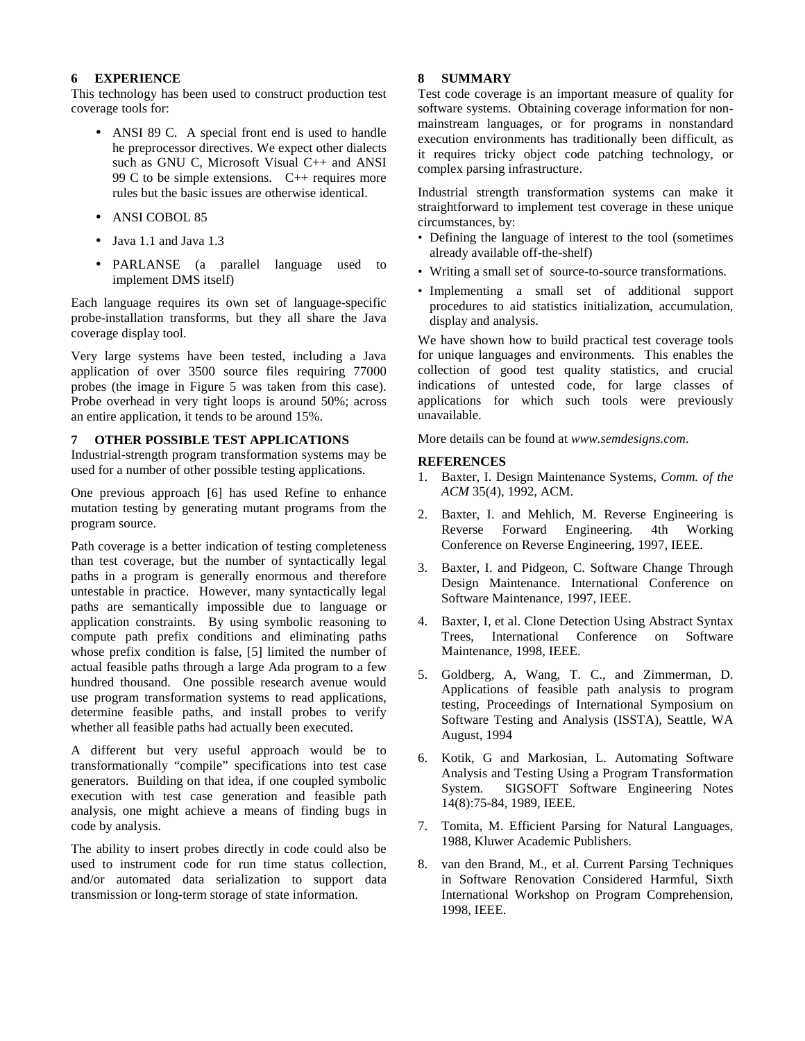## 6 EXPERIENCE

This technology has been used to construct production test coverage tools for:

- ANSI 89 C. A special front end is used to handle he preprocessor directives. We expect other dialects such as GNU C, Microsoft Visual C++ and ANSI 99 C to be simple extensions. C++ requires more rules but the basic issues are otherwise identical.
- ANSI COBOL 85
- Java 1.1 and Java 1.3
- PARLANSE (a parallel language used to implement DMS itself)

Each language requires its own set of language-specific probe-installation transforms, but they all share the Java coverage display tool.

Very large systems have been tested, including a Java application of over 3500 source files requiring 77000 probes (the image in Figure 5 was taken from this case). Probe overhead in very tight loops is around 50%; across an entire application, it tends to be around 15%.

## 7 OTHER POSSIBLE TEST APPLICATIONS

Industrial-strength program transformation systems may be used for a number of other possible testing applications.

One previous approach [6] has used Refine to enhance mutation testing by generating mutant programs from the program source.

Path coverage is a better indication of testing completeness than test coverage, but the number of syntactically legal paths in a program is generally enormous and therefore untestable in practice. However, many syntactically legal paths are semantically impossible due to language or application constraints. By using symbolic reasoning to compute path prefix conditions and eliminating paths whose prefix condition is false, [5] limited the number of actual feasible paths through a large Ada program to a few hundred thousand. One possible research avenue would use program transformation systems to read applications, determine feasible paths, and install probes to verify whether all feasible paths had actually been executed.

A different but very useful approach would be to transformationally "compile" specifications into test case generators. Building on that idea, if one coupled symbolic execution with test case generation and feasible path analysis, one might achieve a means of finding bugs in code by analysis.

The ability to insert probes directly in code could also be used to instrument code for run time status collection, and/or automated data serialization to support data transmission or long-term storage of state information.

## 8 SUMMARY

Test code coverage is an important measure of quality for software systems. Obtaining coverage information for non-mainstream languages, or for programs in nonstandard execution environments has traditionally been difficult, as it requires tricky object code patching technology, or complex parsing infrastructure.

Industrial strength transformation systems can make it straightforward to implement test coverage in these unique circumstances, by:

- Defining the language of interest to the tool (sometimes already available off-the-shelf)
- Writing a small set of source-to-source transformations.
- Implementing a small set of additional support procedures to aid statistics initialization, accumulation, display and analysis.

We have shown how to build practical test coverage tools for unique languages and environments. This enables the collection of good test quality statistics, and crucial indications of untested code, for large classes of applications for which such tools were previously unavailable.

More details can be found at *www.semdesigns.com*.

### REFERENCES

1. Baxter, I. Design Maintenance Systems, *Comm. of the ACM* 35(4), 1992, ACM.
2. Baxter, I. and Mehlich, M. Reverse Engineering is Reverse Forward Engineering. 4th Working Conference on Reverse Engineering, 1997, IEEE.
3. Baxter, I. and Pidgeon, C. Software Change Through Design Maintenance. International Conference on Software Maintenance, 1997, IEEE.
4. Baxter, I, et al. Clone Detection Using Abstract Syntax Trees, International Conference on Software Maintenance, 1998, IEEE.
5. Goldberg, A, Wang, T. C., and Zimmerman, D. Applications of feasible path analysis to program testing, Proceedings of International Symposium on Software Testing and Analysis (ISSTA), Seattle, WA August, 1994
6. Kotik, G and Markosian, L. Automating Software Analysis and Testing Using a Program Transformation System. SIGSOFT Software Engineering Notes 14(8):75-84, 1989, IEEE.
7. Tomita, M. Efficient Parsing for Natural Languages, 1988, Kluwer Academic Publishers.
8. van den Brand, M., et al. Current Parsing Techniques in Software Renovation Considered Harmful, Sixth International Workshop on Program Comprehension, 1998, IEEE.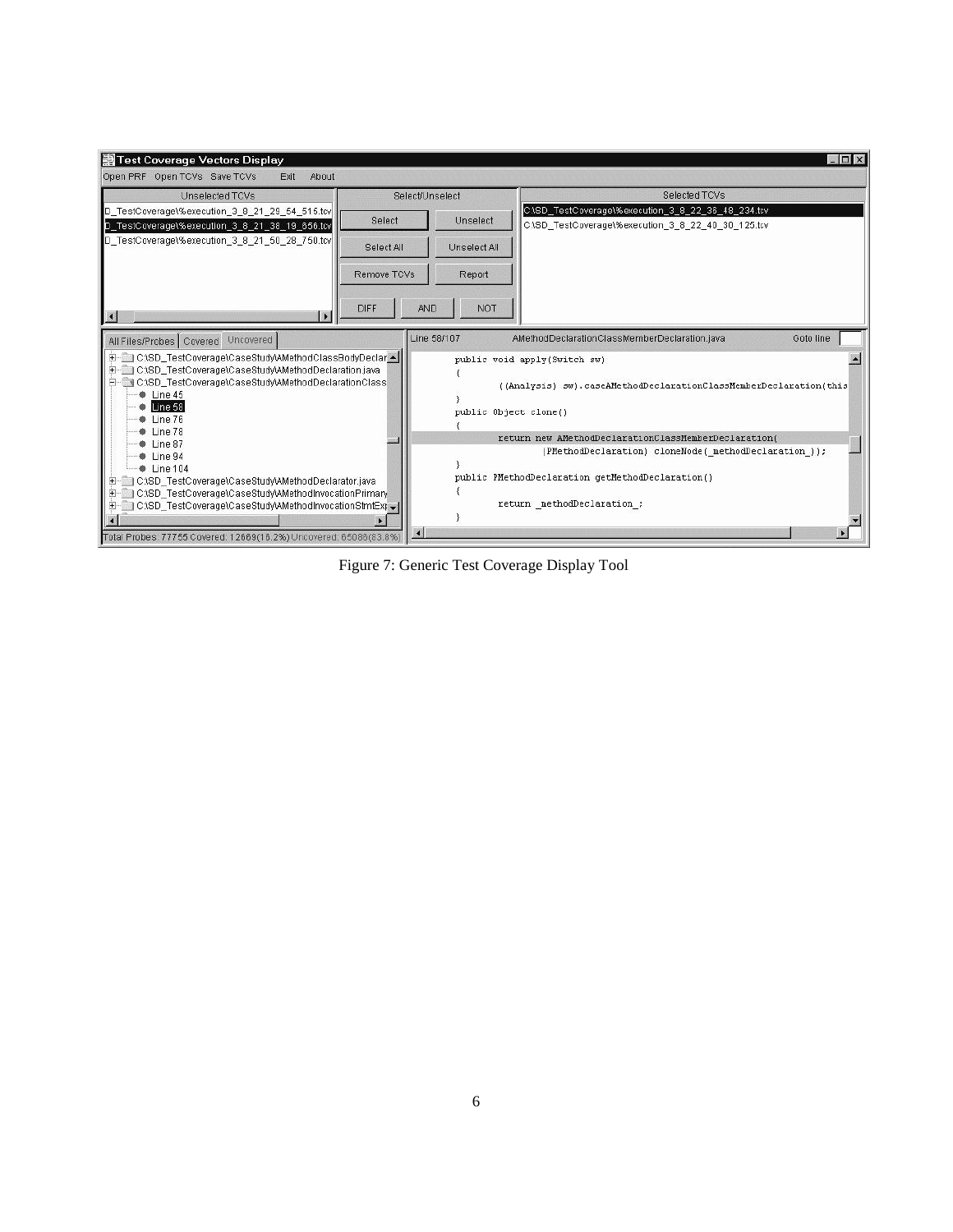Figure 7: Generic Test Coverage Display Tool